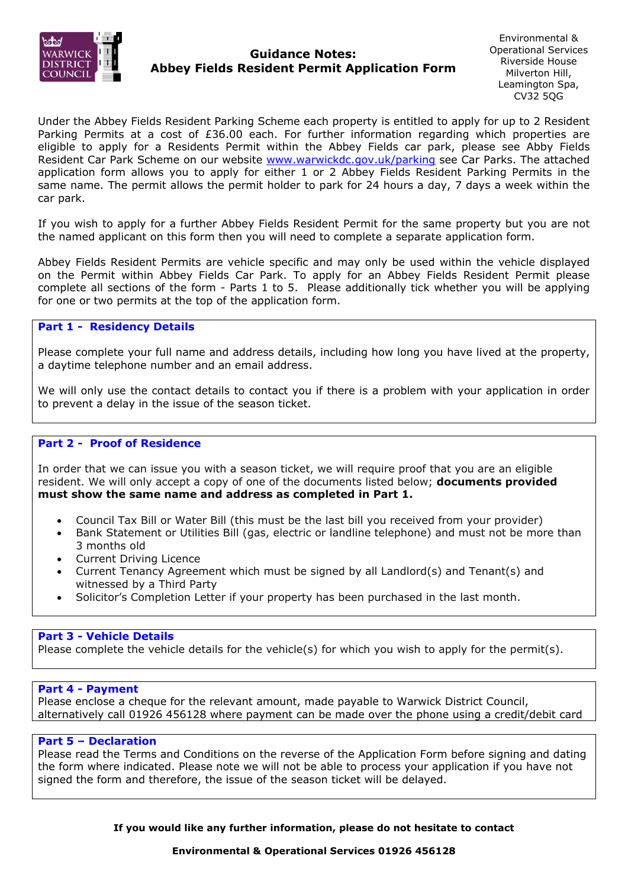Environmental & Operational Services
Riverside House
Milverton Hill,
Leamington Spa,
CV32 5QG

# Guidance Notes: Abbey Fields Resident Permit Application Form

Under the Abbey Fields Resident Parking Scheme each property is entitled to apply for up to 2 Resident Parking Permits at a cost of £36.00 each. For further information regarding which properties are eligible to apply for a Residents Permit within the Abbey Fields car park, please see Abby Fields Resident Car Park Scheme on our website www.warwickdc.gov.uk/parking see Car Parks. The attached application form allows you to apply for either 1 or 2 Abbey Fields Resident Parking Permits in the same name. The permit allows the permit holder to park for 24 hours a day, 7 days a week within the car park.

If you wish to apply for a further Abbey Fields Resident Permit for the same property but you are not the named applicant on this form then you will need to complete a separate application form.

Abbey Fields Resident Permits are vehicle specific and may only be used within the vehicle displayed on the Permit within Abbey Fields Car Park. To apply for an Abbey Fields Resident Permit please complete all sections of the form - Parts 1 to 5. Please additionally tick whether you will be applying for one or two permits at the top of the application form.

## Part 1 - Residency Details

Please complete your full name and address details, including how long you have lived at the property, a daytime telephone number and an email address.

We will only use the contact details to contact you if there is a problem with your application in order to prevent a delay in the issue of the season ticket.

## Part 2 - Proof of Residence

In order that we can issue you with a season ticket, we will require proof that you are an eligible resident. We will only accept a copy of one of the documents listed below; **documents provided must show the same name and address as completed in Part 1.**

- Council Tax Bill or Water Bill (this must be the last bill you received from your provider)
- Bank Statement or Utilities Bill (gas, electric or landline telephone) and must not be more than 3 months old
- Current Driving Licence
- Current Tenancy Agreement which must be signed by all Landlord(s) and Tenant(s) and witnessed by a Third Party
- Solicitor's Completion Letter if your property has been purchased in the last month.

## Part 3 - Vehicle Details

Please complete the vehicle details for the vehicle(s) for which you wish to apply for the permit(s).

## Part 4 - Payment

Please enclose a cheque for the relevant amount, made payable to Warwick District Council, alternatively call 01926 456128 where payment can be made over the phone using a credit/debit card

## Part 5 – Declaration

Please read the Terms and Conditions on the reverse of the Application Form before signing and dating the form where indicated. Please note we will not be able to process your application if you have not signed the form and therefore, the issue of the season ticket will be delayed.

**If you would like any further information, please do not hesitate to contact**

**Environmental & Operational Services 01926 456128**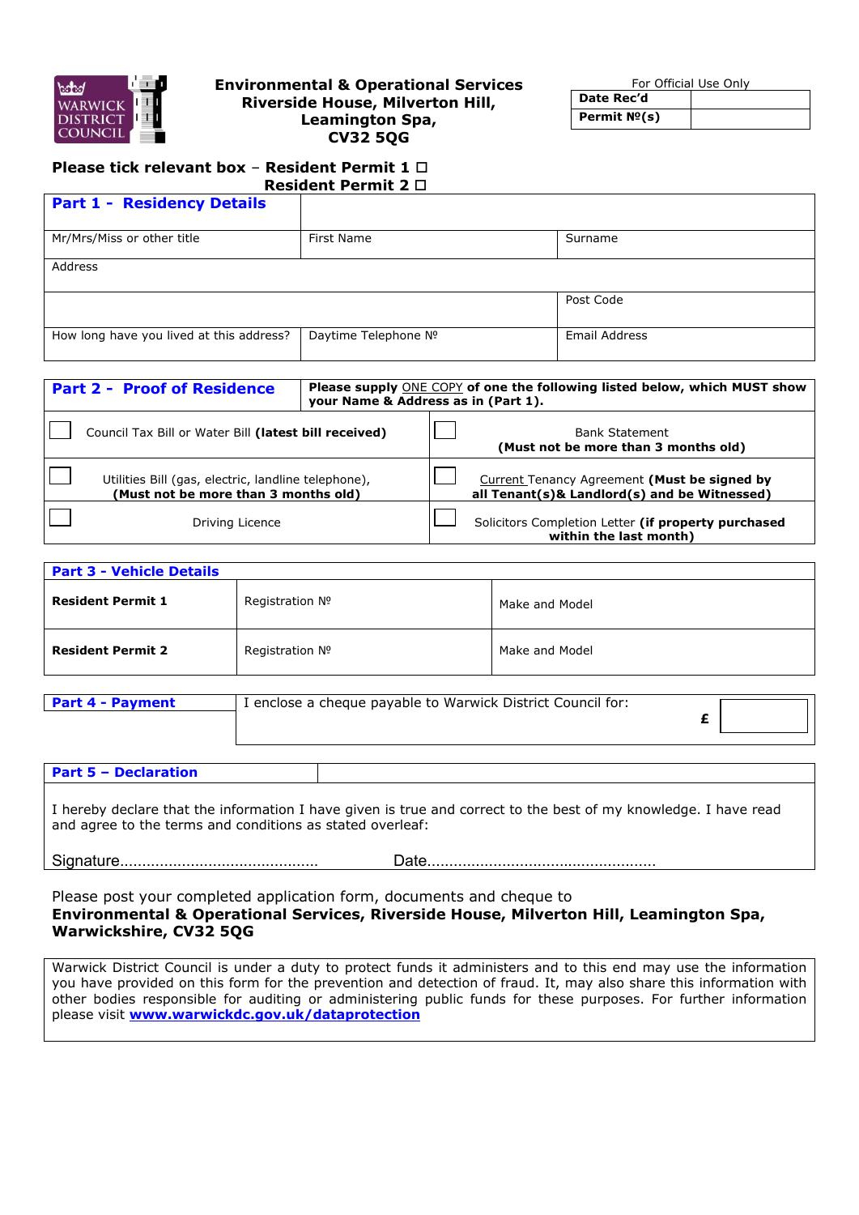**Environmental & Operational Services**
**Riverside House, Milverton Hill,**
**Leamington Spa,**
**CV32 5QG**

For Official Use Only

| **Date Rec'd** | |
|---|---|
| **Permit №(s)** | |

**Please tick relevant box – Resident Permit 1 ☐**
**Resident Permit 2 ☐**

| **Part 1 - Residency Details** | | |
|---|---|---|
| Mr/Mrs/Miss or other title | First Name | Surname |
| Address | | |
| | | Post Code |
| How long have you lived at this address? | Daytime Telephone № | Email Address |

| **Part 2 - Proof of Residence** | **Please supply** ONE COPY **of one the following listed below, which MUST show your Name & Address as in (Part 1).** |
|---|---|
| ☐ Council Tax Bill or Water Bill **(latest bill received)** | ☐ Bank Statement **(Must not be more than 3 months old)** |
| ☐ Utilities Bill (gas, electric, landline telephone), **(Must not be more than 3 months old)** | ☐ Current Tenancy Agreement **(Must be signed by all Tenant(s)& Landlord(s) and be Witnessed)** |
| ☐ Driving Licence | ☐ Solicitors Completion Letter **(if property purchased within the last month)** |

| **Part 3 - Vehicle Details** | | |
|---|---|---|
| **Resident Permit 1** | Registration № | Make and Model |
| **Resident Permit 2** | Registration № | Make and Model |

| **Part 4 - Payment** | I enclose a cheque payable to Warwick District Council for: **£** |
|---|---|

**Part 5 – Declaration**

I hereby declare that the information I have given is true and correct to the best of my knowledge. I have read and agree to the terms and conditions as stated overleaf:

Signature............................................ Date...................................................

Please post your completed application form, documents and cheque to
**Environmental & Operational Services, Riverside House, Milverton Hill, Leamington Spa, Warwickshire, CV32 5QG**

Warwick District Council is under a duty to protect funds it administers and to this end may use the information you have provided on this form for the prevention and detection of fraud. It, may also share this information with other bodies responsible for auditing or administering public funds for these purposes. For further information please visit **www.warwickdc.gov.uk/dataprotection**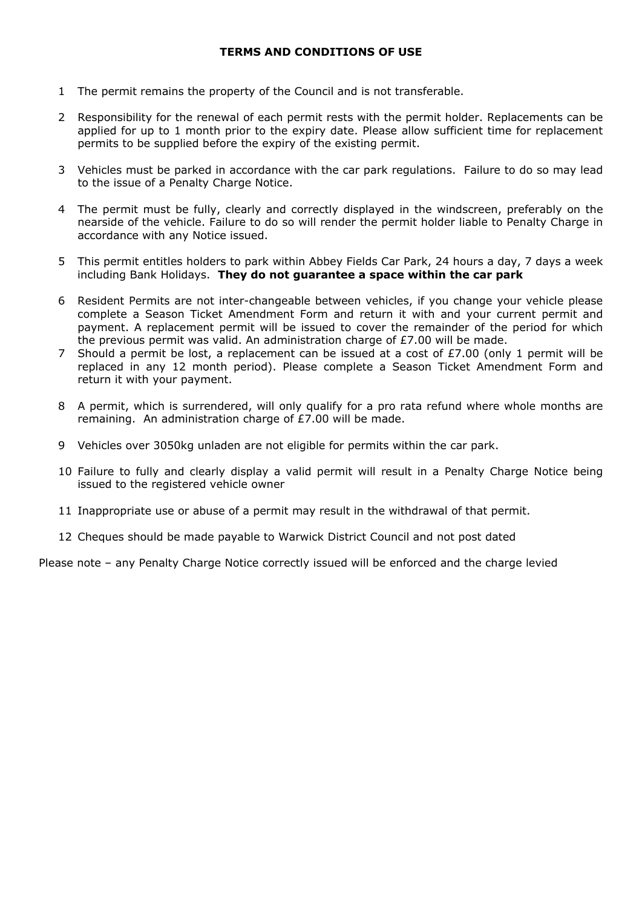**TERMS AND CONDITIONS OF USE**

1. The permit remains the property of the Council and is not transferable.

2. Responsibility for the renewal of each permit rests with the permit holder. Replacements can be applied for up to 1 month prior to the expiry date. Please allow sufficient time for replacement permits to be supplied before the expiry of the existing permit.

3. Vehicles must be parked in accordance with the car park regulations. Failure to do so may lead to the issue of a Penalty Charge Notice.

4. The permit must be fully, clearly and correctly displayed in the windscreen, preferably on the nearside of the vehicle. Failure to do so will render the permit holder liable to Penalty Charge in accordance with any Notice issued.

5. This permit entitles holders to park within Abbey Fields Car Park, 24 hours a day, 7 days a week including Bank Holidays. **They do not guarantee a space within the car park**

6. Resident Permits are not inter-changeable between vehicles, if you change your vehicle please complete a Season Ticket Amendment Form and return it with and your current permit and payment. A replacement permit will be issued to cover the remainder of the period for which the previous permit was valid. An administration charge of £7.00 will be made.

7. Should a permit be lost, a replacement can be issued at a cost of £7.00 (only 1 permit will be replaced in any 12 month period). Please complete a Season Ticket Amendment Form and return it with your payment.

8. A permit, which is surrendered, will only qualify for a pro rata refund where whole months are remaining. An administration charge of £7.00 will be made.

9. Vehicles over 3050kg unladen are not eligible for permits within the car park.

10. Failure to fully and clearly display a valid permit will result in a Penalty Charge Notice being issued to the registered vehicle owner

11. Inappropriate use or abuse of a permit may result in the withdrawal of that permit.

12. Cheques should be made payable to Warwick District Council and not post dated

Please note – any Penalty Charge Notice correctly issued will be enforced and the charge levied